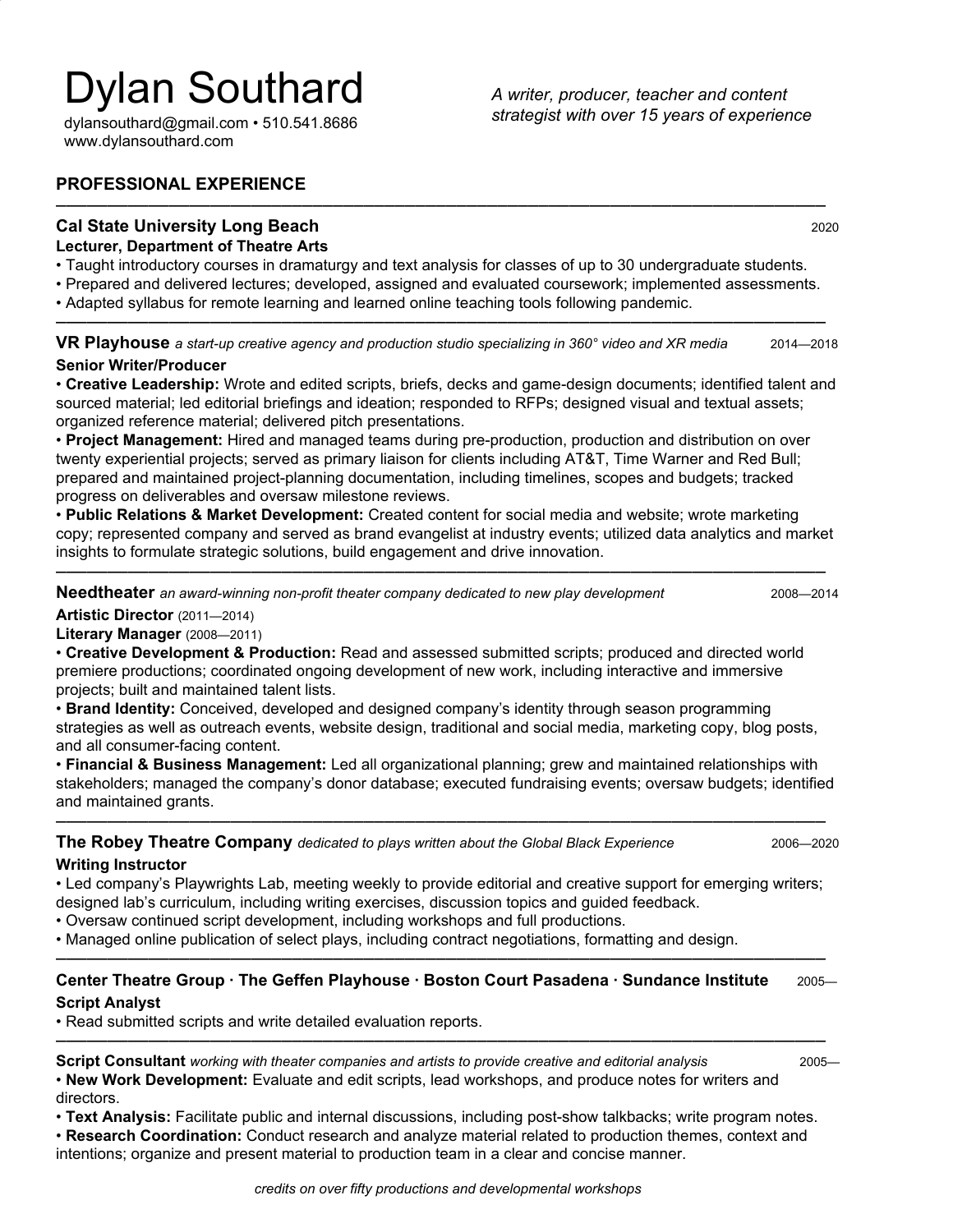# Dylan Southard

dylansouthard@gmail.com • 510.541.8686
www.dylansouthard.com

*A writer, producer, teacher and content strategist with over 15 years of experience*

## PROFESSIONAL EXPERIENCE

---

### Cal State University Long Beach — 2020

**Lecturer, Department of Theatre Arts**

- Taught introductory courses in dramaturgy and text analysis for classes of up to 30 undergraduate students.
- Prepared and delivered lectures; developed, assigned and evaluated coursework; implemented assessments.
- Adapted syllabus for remote learning and learned online teaching tools following pandemic.

---

### VR Playhouse *a start-up creative agency and production studio specializing in 360° video and XR media* — 2014—2018

**Senior Writer/Producer**

- **Creative Leadership:** Wrote and edited scripts, briefs, decks and game-design documents; identified talent and sourced material; led editorial briefings and ideation; responded to RFPs; designed visual and textual assets; organized reference material; delivered pitch presentations.
- **Project Management:** Hired and managed teams during pre-production, production and distribution on over twenty experiential projects; served as primary liaison for clients including AT&T, Time Warner and Red Bull; prepared and maintained project-planning documentation, including timelines, scopes and budgets; tracked progress on deliverables and oversaw milestone reviews.
- **Public Relations & Market Development:** Created content for social media and website; wrote marketing copy; represented company and served as brand evangelist at industry events; utilized data analytics and market insights to formulate strategic solutions, build engagement and drive innovation.

---

### Needtheater *an award-winning non-profit theater company dedicated to new play development* — 2008—2014

**Artistic Director** (2011—2014)
**Literary Manager** (2008—2011)

- **Creative Development & Production:** Read and assessed submitted scripts; produced and directed world premiere productions; coordinated ongoing development of new work, including interactive and immersive projects; built and maintained talent lists.
- **Brand Identity:** Conceived, developed and designed company's identity through season programming strategies as well as outreach events, website design, traditional and social media, marketing copy, blog posts, and all consumer-facing content.
- **Financial & Business Management:** Led all organizational planning; grew and maintained relationships with stakeholders; managed the company's donor database; executed fundraising events; oversaw budgets; identified and maintained grants.

---

### The Robey Theatre Company *dedicated to plays written about the Global Black Experience* — 2006—2020

**Writing Instructor**

- Led company's Playwrights Lab, meeting weekly to provide editorial and creative support for emerging writers; designed lab's curriculum, including writing exercises, discussion topics and guided feedback.
- Oversaw continued script development, including workshops and full productions.
- Managed online publication of select plays, including contract negotiations, formatting and design.

---

### Center Theatre Group · The Geffen Playhouse · Boston Court Pasadena · Sundance Institute — 2005—

**Script Analyst**

- Read submitted scripts and write detailed evaluation reports.

---

**Script Consultant** *working with theater companies and artists to provide creative and editorial analysis* — 2005—

- **New Work Development:** Evaluate and edit scripts, lead workshops, and produce notes for writers and directors.
- **Text Analysis:** Facilitate public and internal discussions, including post-show talkbacks; write program notes.
- **Research Coordination:** Conduct research and analyze material related to production themes, context and intentions; organize and present material to production team in a clear and concise manner.

*credits on over fifty productions and developmental workshops*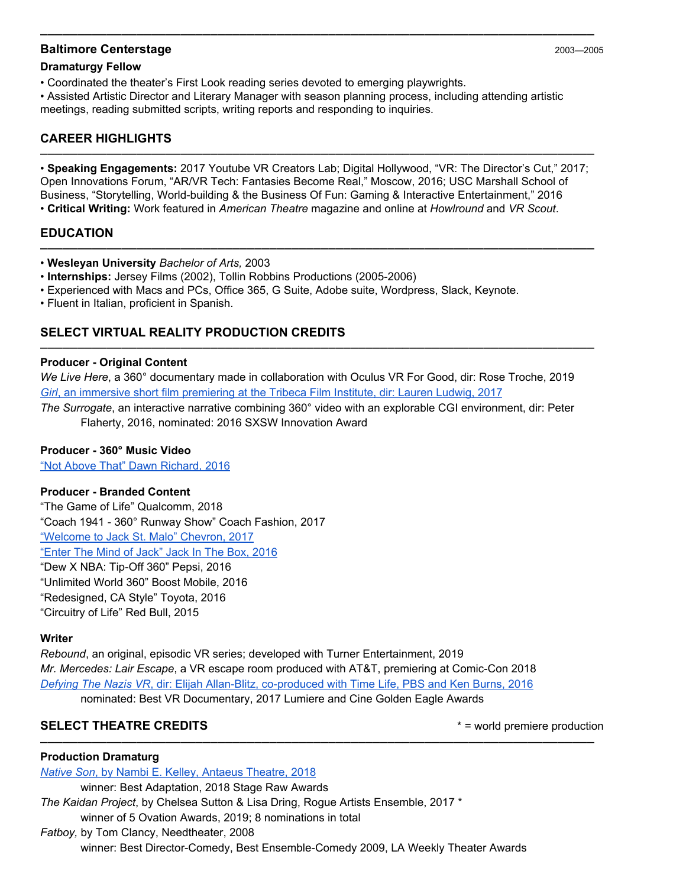---

**Baltimore Centerstage** 2003—2005

**Dramaturgy Fellow**

- Coordinated the theater's First Look reading series devoted to emerging playwrights.
- Assisted Artistic Director and Literary Manager with season planning process, including attending artistic meetings, reading submitted scripts, writing reports and responding to inquiries.

## CAREER HIGHLIGHTS

---

- **Speaking Engagements:** 2017 Youtube VR Creators Lab; Digital Hollywood, "VR: The Director's Cut," 2017; Open Innovations Forum, "AR/VR Tech: Fantasies Become Real," Moscow, 2016; USC Marshall School of Business, "Storytelling, World-building & the Business Of Fun: Gaming & Interactive Entertainment," 2016
- **Critical Writing:** Work featured in *American Theatre* magazine and online at *Howlround* and *VR Scout*.

## EDUCATION

---

- **Wesleyan University** *Bachelor of Arts,* 2003
- **Internships:** Jersey Films (2002), Tollin Robbins Productions (2005-2006)
- Experienced with Macs and PCs, Office 365, G Suite, Adobe suite, Wordpress, Slack, Keynote.
- Fluent in Italian, proficient in Spanish.

## SELECT VIRTUAL REALITY PRODUCTION CREDITS

---

**Producer - Original Content**

*We Live Here*, a 360° documentary made in collaboration with Oculus VR For Good, dir: Rose Troche, 2019

*Girl*, an immersive short film premiering at the Tribeca Film Institute, dir: Lauren Ludwig, 2017

*The Surrogate*, an interactive narrative combining 360° video with an explorable CGI environment, dir: Peter Flaherty, 2016, nominated: 2016 SXSW Innovation Award

**Producer - 360° Music Video**

"Not Above That" Dawn Richard, 2016

**Producer - Branded Content**

"The Game of Life" Qualcomm, 2018
"Coach 1941 - 360° Runway Show" Coach Fashion, 2017
"Welcome to Jack St. Malo" Chevron, 2017
"Enter The Mind of Jack" Jack In The Box, 2016
"Dew X NBA: Tip-Off 360" Pepsi, 2016
"Unlimited World 360" Boost Mobile, 2016
"Redesigned, CA Style" Toyota, 2016
"Circuitry of Life" Red Bull, 2015

**Writer**

*Rebound*, an original, episodic VR series; developed with Turner Entertainment, 2019
*Mr. Mercedes: Lair Escape*, a VR escape room produced with AT&T, premiering at Comic-Con 2018
*Defying The Nazis VR*, dir: Elijah Allan-Blitz, co-produced with Time Life, PBS and Ken Burns, 2016
nominated: Best VR Documentary, 2017 Lumiere and Cine Golden Eagle Awards

## SELECT THEATRE CREDITS

\* = world premiere production

---

**Production Dramaturg**

*Native Son*, by Nambi E. Kelley, Antaeus Theatre, 2018
winner: Best Adaptation, 2018 Stage Raw Awards

*The Kaidan Project*, by Chelsea Sutton & Lisa Dring, Rogue Artists Ensemble, 2017 *
winner of 5 Ovation Awards, 2019; 8 nominations in total

*Fatboy,* by Tom Clancy, Needtheater, 2008
winner: Best Director-Comedy, Best Ensemble-Comedy 2009, LA Weekly Theater Awards